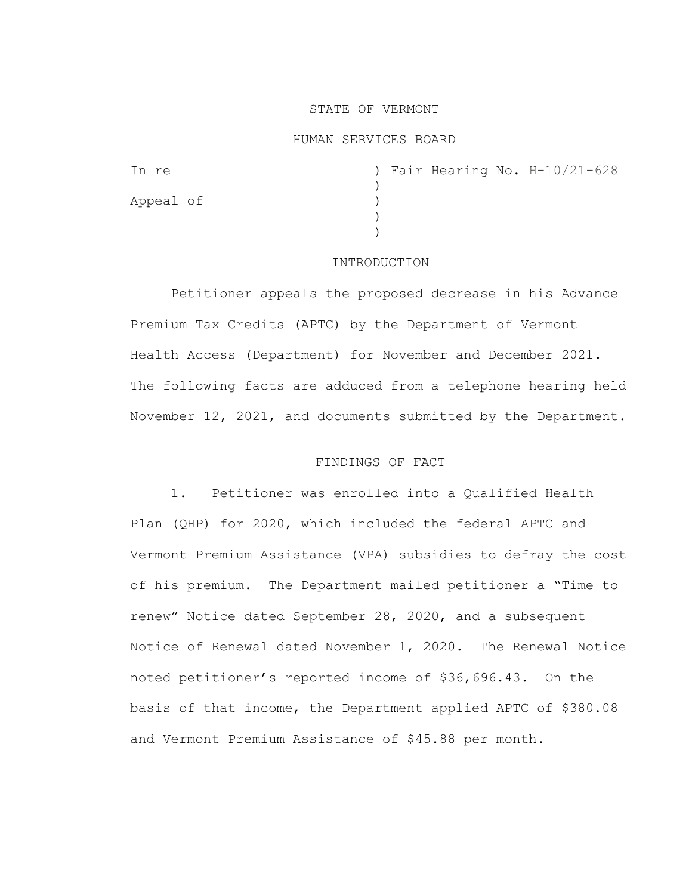STATE OF VERMONT

HUMAN SERVICES BOARD

In re ) Fair Hearing No. H-10/21-628
)
Appeal of )
)
)

## INTRODUCTION

Petitioner appeals the proposed decrease in his Advance Premium Tax Credits (APTC) by the Department of Vermont Health Access (Department) for November and December 2021. The following facts are adduced from a telephone hearing held November 12, 2021, and documents submitted by the Department.

## FINDINGS OF FACT

1. Petitioner was enrolled into a Qualified Health Plan (QHP) for 2020, which included the federal APTC and Vermont Premium Assistance (VPA) subsidies to defray the cost of his premium. The Department mailed petitioner a "Time to renew" Notice dated September 28, 2020, and a subsequent Notice of Renewal dated November 1, 2020. The Renewal Notice noted petitioner's reported income of $36,696.43. On the basis of that income, the Department applied APTC of $380.08 and Vermont Premium Assistance of $45.88 per month.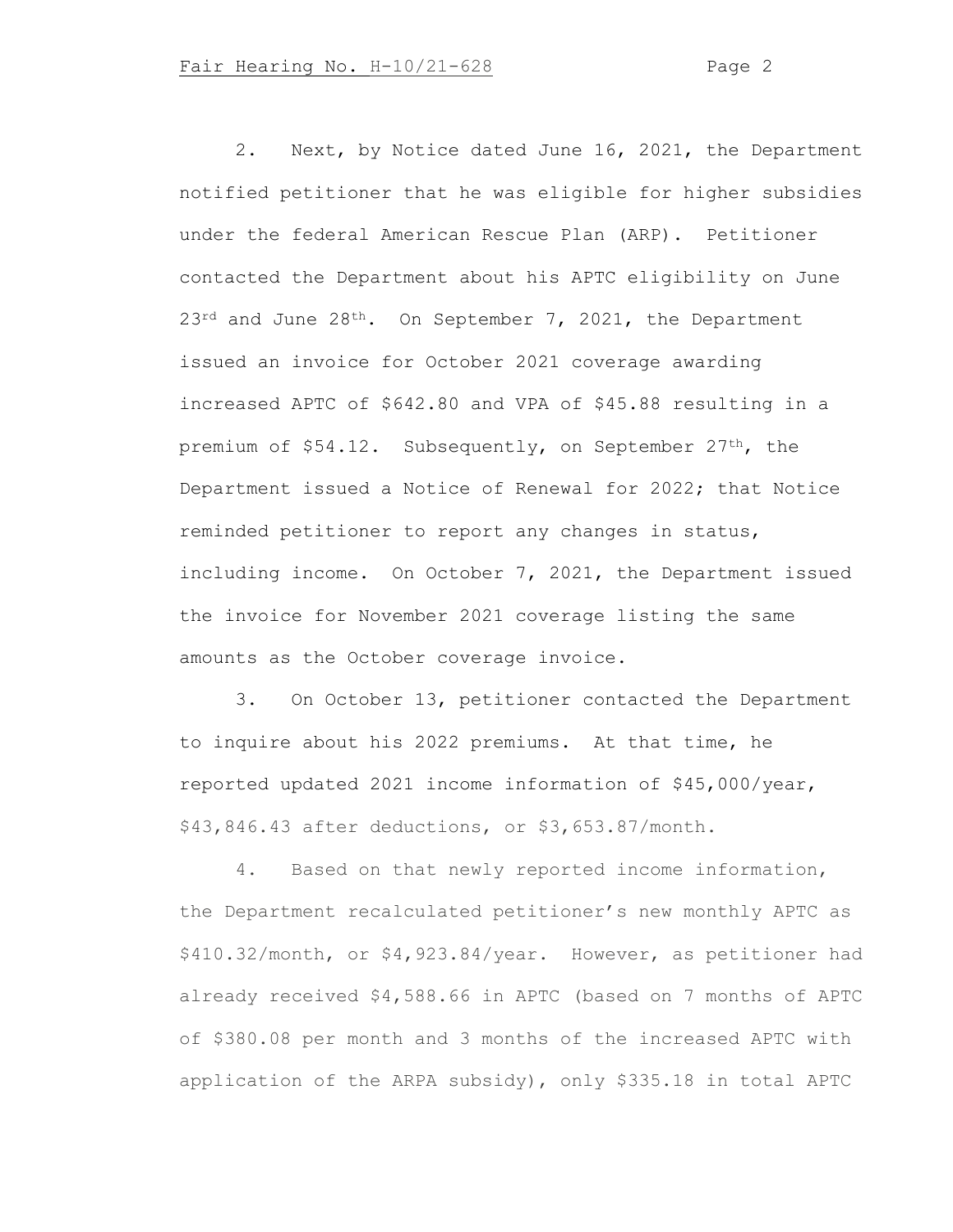2. Next, by Notice dated June 16, 2021, the Department notified petitioner that he was eligible for higher subsidies under the federal American Rescue Plan (ARP). Petitioner contacted the Department about his APTC eligibility on June 23rd and June 28th. On September 7, 2021, the Department issued an invoice for October 2021 coverage awarding increased APTC of $642.80 and VPA of $45.88 resulting in a premium of $54.12. Subsequently, on September 27th, the Department issued a Notice of Renewal for 2022; that Notice reminded petitioner to report any changes in status, including income. On October 7, 2021, the Department issued the invoice for November 2021 coverage listing the same amounts as the October coverage invoice.

3. On October 13, petitioner contacted the Department to inquire about his 2022 premiums. At that time, he reported updated 2021 income information of $45,000/year, $43,846.43 after deductions, or $3,653.87/month.

4. Based on that newly reported income information, the Department recalculated petitioner's new monthly APTC as $410.32/month, or $4,923.84/year. However, as petitioner had already received $4,588.66 in APTC (based on 7 months of APTC of $380.08 per month and 3 months of the increased APTC with application of the ARPA subsidy), only $335.18 in total APTC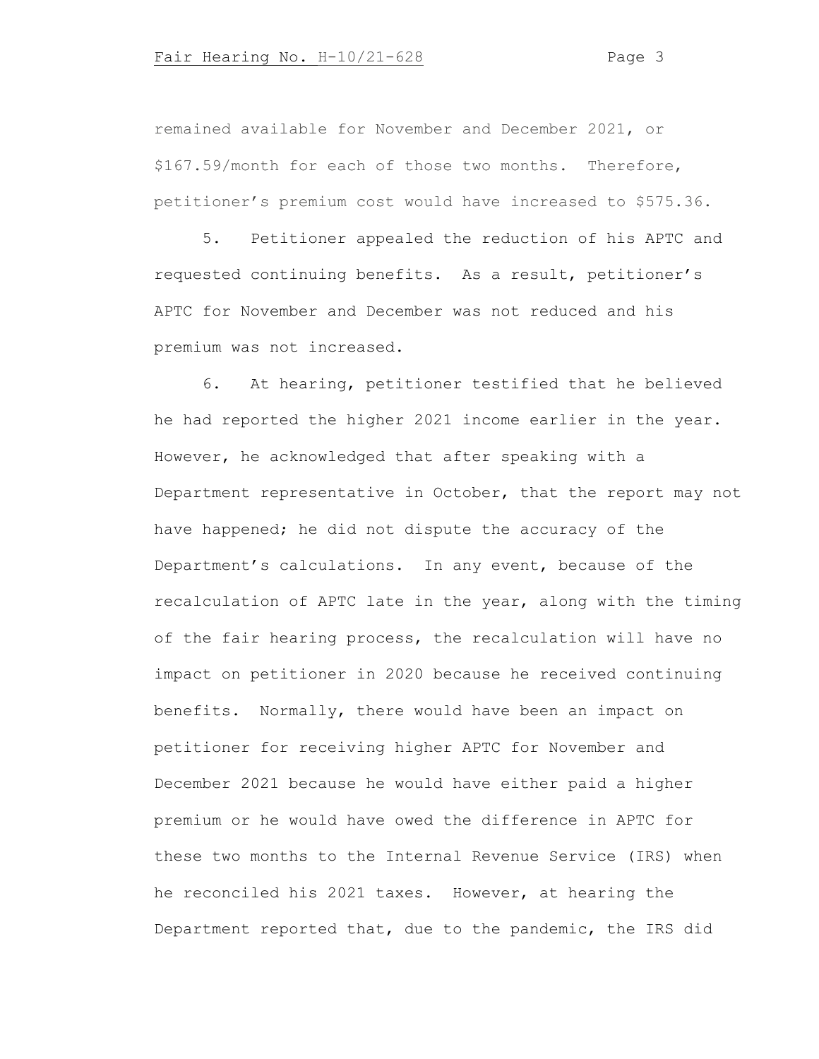remained available for November and December 2021, or $167.59/month for each of those two months. Therefore, petitioner's premium cost would have increased to $575.36.

5. Petitioner appealed the reduction of his APTC and requested continuing benefits. As a result, petitioner's APTC for November and December was not reduced and his premium was not increased.

6. At hearing, petitioner testified that he believed he had reported the higher 2021 income earlier in the year. However, he acknowledged that after speaking with a Department representative in October, that the report may not have happened; he did not dispute the accuracy of the Department's calculations. In any event, because of the recalculation of APTC late in the year, along with the timing of the fair hearing process, the recalculation will have no impact on petitioner in 2020 because he received continuing benefits. Normally, there would have been an impact on petitioner for receiving higher APTC for November and December 2021 because he would have either paid a higher premium or he would have owed the difference in APTC for these two months to the Internal Revenue Service (IRS) when he reconciled his 2021 taxes. However, at hearing the Department reported that, due to the pandemic, the IRS did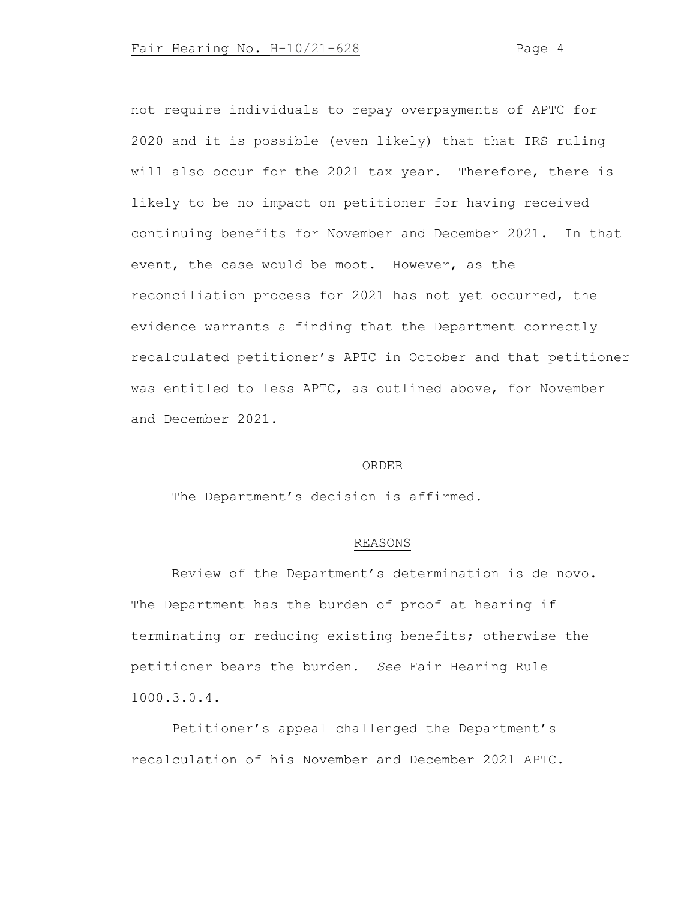not require individuals to repay overpayments of APTC for 2020 and it is possible (even likely) that that IRS ruling will also occur for the 2021 tax year. Therefore, there is likely to be no impact on petitioner for having received continuing benefits for November and December 2021. In that event, the case would be moot. However, as the reconciliation process for 2021 has not yet occurred, the evidence warrants a finding that the Department correctly recalculated petitioner's APTC in October and that petitioner was entitled to less APTC, as outlined above, for November and December 2021.

## ORDER

The Department's decision is affirmed.

## REASONS

Review of the Department's determination is de novo. The Department has the burden of proof at hearing if terminating or reducing existing benefits; otherwise the petitioner bears the burden. *See* Fair Hearing Rule 1000.3.0.4.

Petitioner's appeal challenged the Department's recalculation of his November and December 2021 APTC.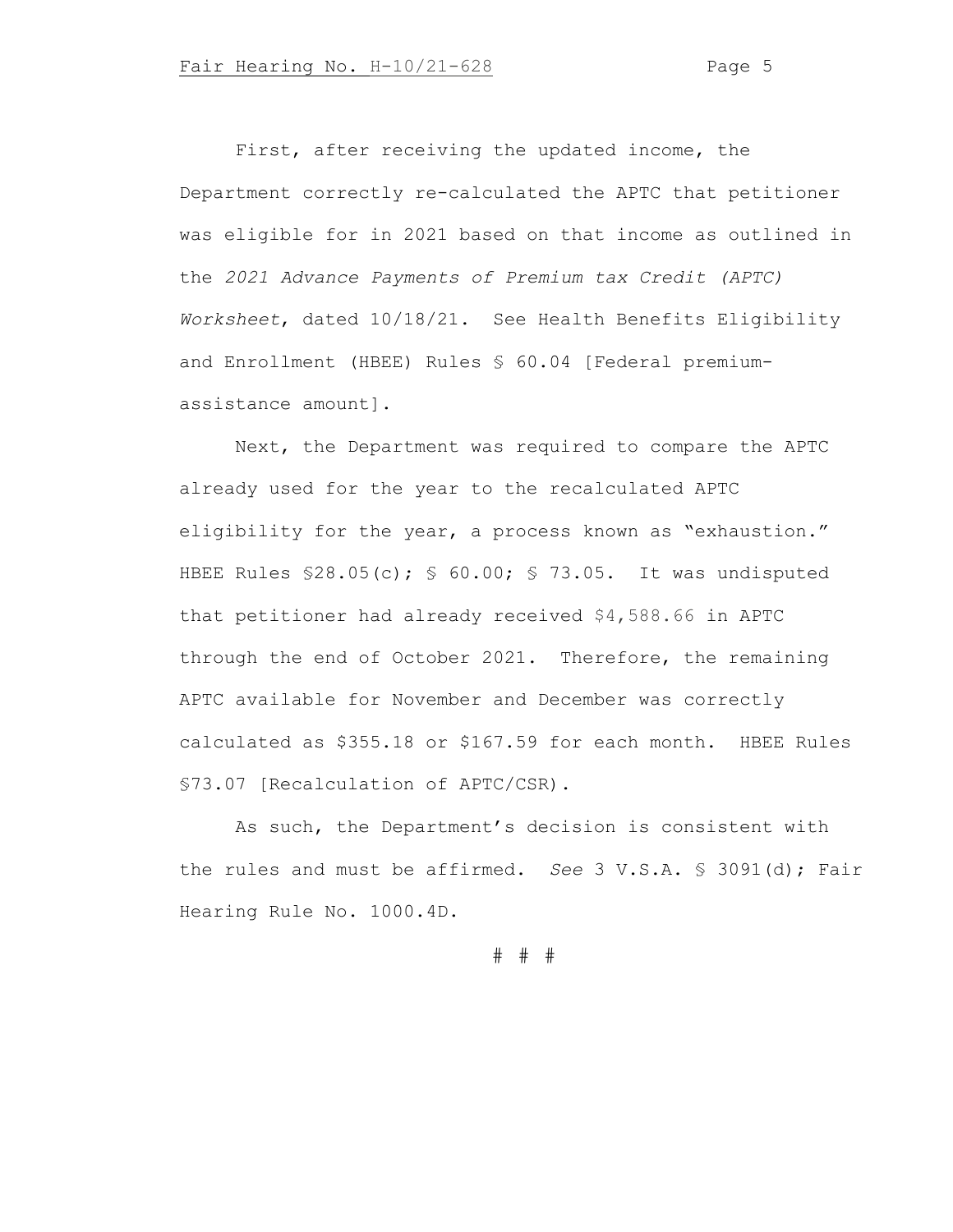First, after receiving the updated income, the Department correctly re-calculated the APTC that petitioner was eligible for in 2021 based on that income as outlined in the *2021 Advance Payments of Premium tax Credit (APTC) Worksheet*, dated 10/18/21. See Health Benefits Eligibility and Enrollment (HBEE) Rules § 60.04 [Federal premium-assistance amount].

Next, the Department was required to compare the APTC already used for the year to the recalculated APTC eligibility for the year, a process known as "exhaustion." HBEE Rules §28.05(c); § 60.00; § 73.05. It was undisputed that petitioner had already received $4,588.66 in APTC through the end of October 2021. Therefore, the remaining APTC available for November and December was correctly calculated as $355.18 or $167.59 for each month. HBEE Rules §73.07 [Recalculation of APTC/CSR).

As such, the Department's decision is consistent with the rules and must be affirmed. *See* 3 V.S.A. § 3091(d); Fair Hearing Rule No. 1000.4D.

# # #